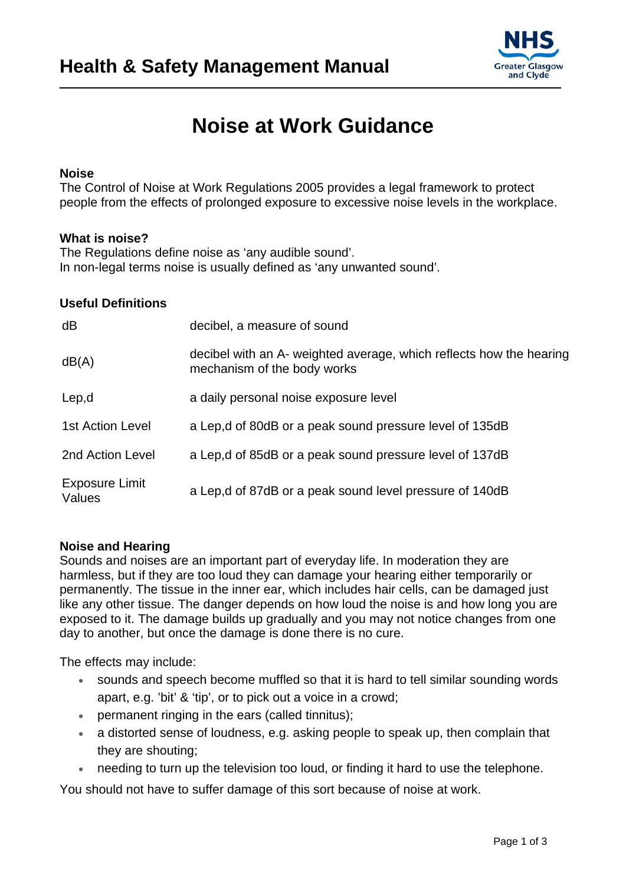# Health & Safety Management Manual

## Noise at Work Guidance

### Noise

The Control of Noise at Work Regulations 2005 provides a legal framework to protect people from the effects of prolonged exposure to excessive noise levels in the workplace.

### What is noise?

The Regulations define noise as ‘any audible sound’.
In non-legal terms noise is usually defined as ‘any unwanted sound’.

### Useful Definitions

| | |
|---|---|
| dB | decibel, a measure of sound |
| dB(A) | decibel with an A- weighted average, which reflects how the hearing mechanism of the body works |
| Lep,d | a daily personal noise exposure level |
| 1st Action Level | a Lep,d of 80dB or a peak sound pressure level of 135dB |
| 2nd Action Level | a Lep,d of 85dB or a peak sound pressure level of 137dB |
| Exposure Limit Values | a Lep,d of 87dB or a peak sound level pressure of 140dB |

### Noise and Hearing

Sounds and noises are an important part of everyday life. In moderation they are harmless, but if they are too loud they can damage your hearing either temporarily or permanently. The tissue in the inner ear, which includes hair cells, can be damaged just like any other tissue. The danger depends on how loud the noise is and how long you are exposed to it. The damage builds up gradually and you may not notice changes from one day to another, but once the damage is done there is no cure.

The effects may include:

- sounds and speech become muffled so that it is hard to tell similar sounding words apart, e.g. ’bit’ & ‘tip’, or to pick out a voice in a crowd;
- permanent ringing in the ears (called tinnitus);
- a distorted sense of loudness, e.g. asking people to speak up, then complain that they are shouting;
- needing to turn up the television too loud, or finding it hard to use the telephone.

You should not have to suffer damage of this sort because of noise at work.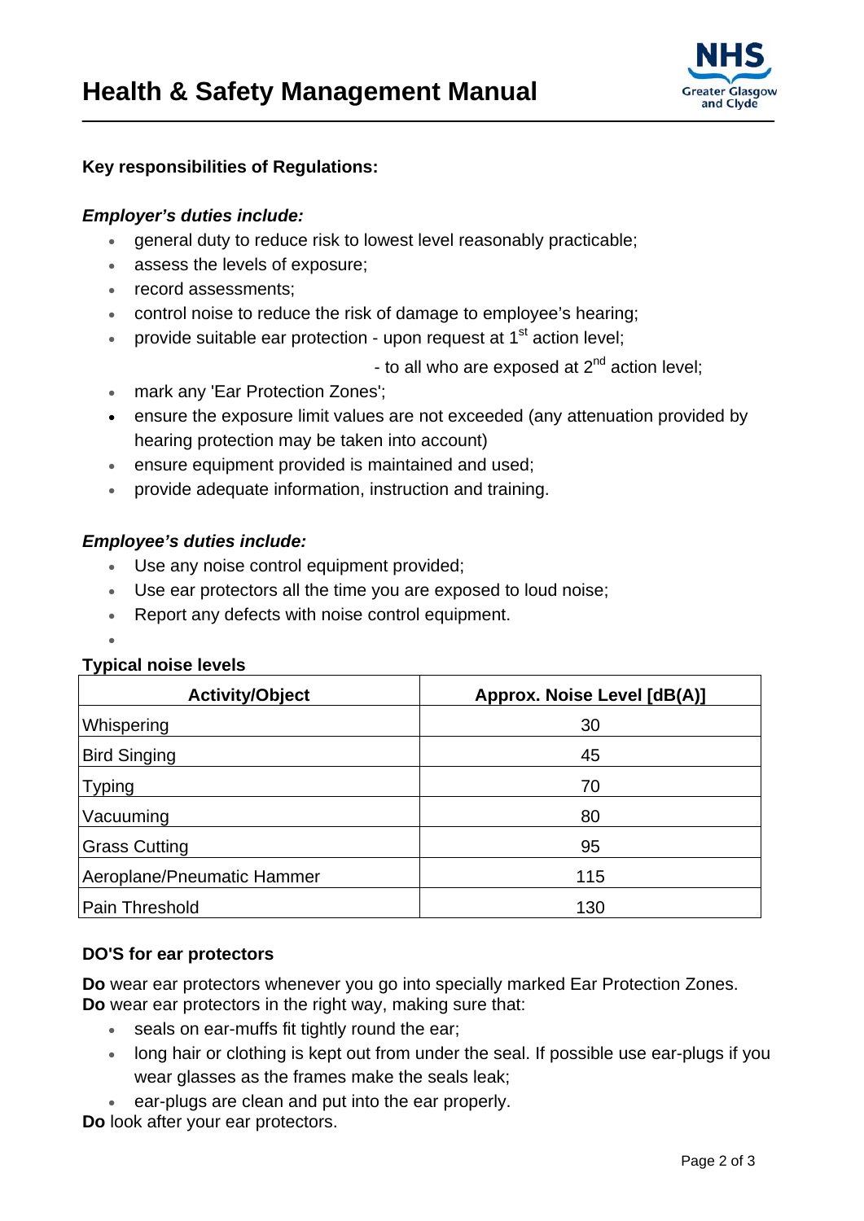**Key responsibilities of Regulations:**

***Employer's duties include:***

- general duty to reduce risk to lowest level reasonably practicable;
- assess the levels of exposure;
- record assessments;
- control noise to reduce the risk of damage to employee's hearing;
- provide suitable ear protection - upon request at 1st action level;

  - to all who are exposed at 2nd action level;
- mark any 'Ear Protection Zones';
- ensure the exposure limit values are not exceeded (any attenuation provided by hearing protection may be taken into account)
- ensure equipment provided is maintained and used;
- provide adequate information, instruction and training.

***Employee's duties include:***

- Use any noise control equipment provided;
- Use ear protectors all the time you are exposed to loud noise;
- Report any defects with noise control equipment.

**Typical noise levels**

| Activity/Object | Approx. Noise Level [dB(A)] |
|---|---|
| Whispering | 30 |
| Bird Singing | 45 |
| Typing | 70 |
| Vacuuming | 80 |
| Grass Cutting | 95 |
| Aeroplane/Pneumatic Hammer | 115 |
| Pain Threshold | 130 |

**DO'S for ear protectors**

**Do** wear ear protectors whenever you go into specially marked Ear Protection Zones.
**Do** wear ear protectors in the right way, making sure that:

- seals on ear-muffs fit tightly round the ear;
- long hair or clothing is kept out from under the seal. If possible use ear-plugs if you wear glasses as the frames make the seals leak;
- ear-plugs are clean and put into the ear properly.

**Do** look after your ear protectors.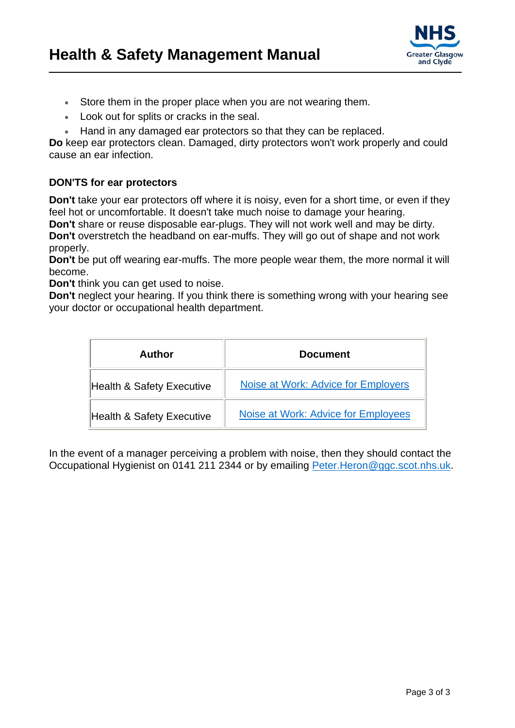- Store them in the proper place when you are not wearing them.
- Look out for splits or cracks in the seal.
- Hand in any damaged ear protectors so that they can be replaced.

**Do** keep ear protectors clean. Damaged, dirty protectors won't work properly and could cause an ear infection.

**DON'TS for ear protectors**

**Don't** take your ear protectors off where it is noisy, even for a short time, or even if they feel hot or uncomfortable. It doesn't take much noise to damage your hearing.
**Don't** share or reuse disposable ear-plugs. They will not work well and may be dirty.
**Don't** overstretch the headband on ear-muffs. They will go out of shape and not work properly.
**Don't** be put off wearing ear-muffs. The more people wear them, the more normal it will become.
**Don't** think you can get used to noise.
**Don't** neglect your hearing. If you think there is something wrong with your hearing see your doctor or occupational health department.

| Author | Document |
|---|---|
| Health & Safety Executive | Noise at Work: Advice for Employers |
| Health & Safety Executive | Noise at Work: Advice for Employees |

In the event of a manager perceiving a problem with noise, then they should contact the Occupational Hygienist on 0141 211 2344 or by emailing Peter.Heron@ggc.scot.nhs.uk.